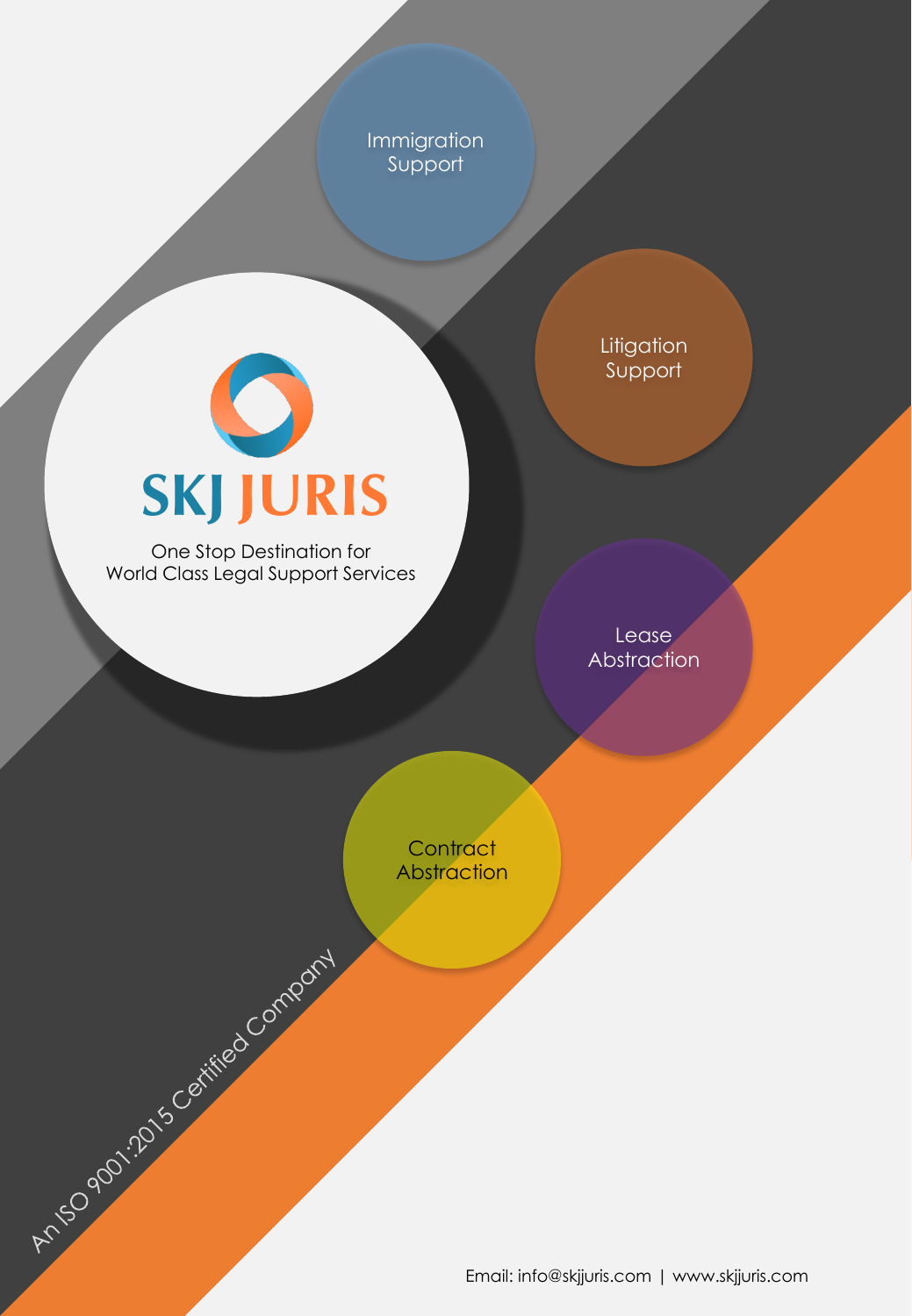# SKJ JURIS

One Stop Destination for World Class Legal Support Services

- Immigration Support
- Litigation Support
- Lease Abstraction
- Contract Abstraction

An ISO 9001:2015 Certified Company

Email: info@skjjuris.com | www.skjjuris.com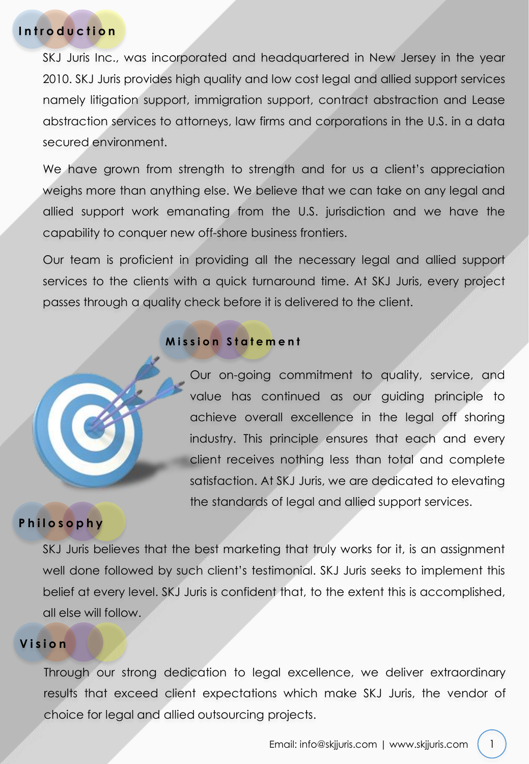## Introduction

SKJ Juris Inc., was incorporated and headquartered in New Jersey in the year 2010. SKJ Juris provides high quality and low cost legal and allied support services namely litigation support, immigration support, contract abstraction and Lease abstraction services to attorneys, law firms and corporations in the U.S. in a data secured environment.

We have grown from strength to strength and for us a client's appreciation weighs more than anything else. We believe that we can take on any legal and allied support work emanating from the U.S. jurisdiction and we have the capability to conquer new off-shore business frontiers.

Our team is proficient in providing all the necessary legal and allied support services to the clients with a quick turnaround time. At SKJ Juris, every project passes through a quality check before it is delivered to the client.

## Mission Statement

Our on-going commitment to quality, service, and value has continued as our guiding principle to achieve overall excellence in the legal off shoring industry. This principle ensures that each and every client receives nothing less than total and complete satisfaction. At SKJ Juris, we are dedicated to elevating the standards of legal and allied support services.

## Philosophy

SKJ Juris believes that the best marketing that truly works for it, is an assignment well done followed by such client's testimonial. SKJ Juris seeks to implement this belief at every level. SKJ Juris is confident that, to the extent this is accomplished, all else will follow.

## Vision

Through our strong dedication to legal excellence, we deliver extraordinary results that exceed client expectations which make SKJ Juris, the vendor of choice for legal and allied outsourcing projects.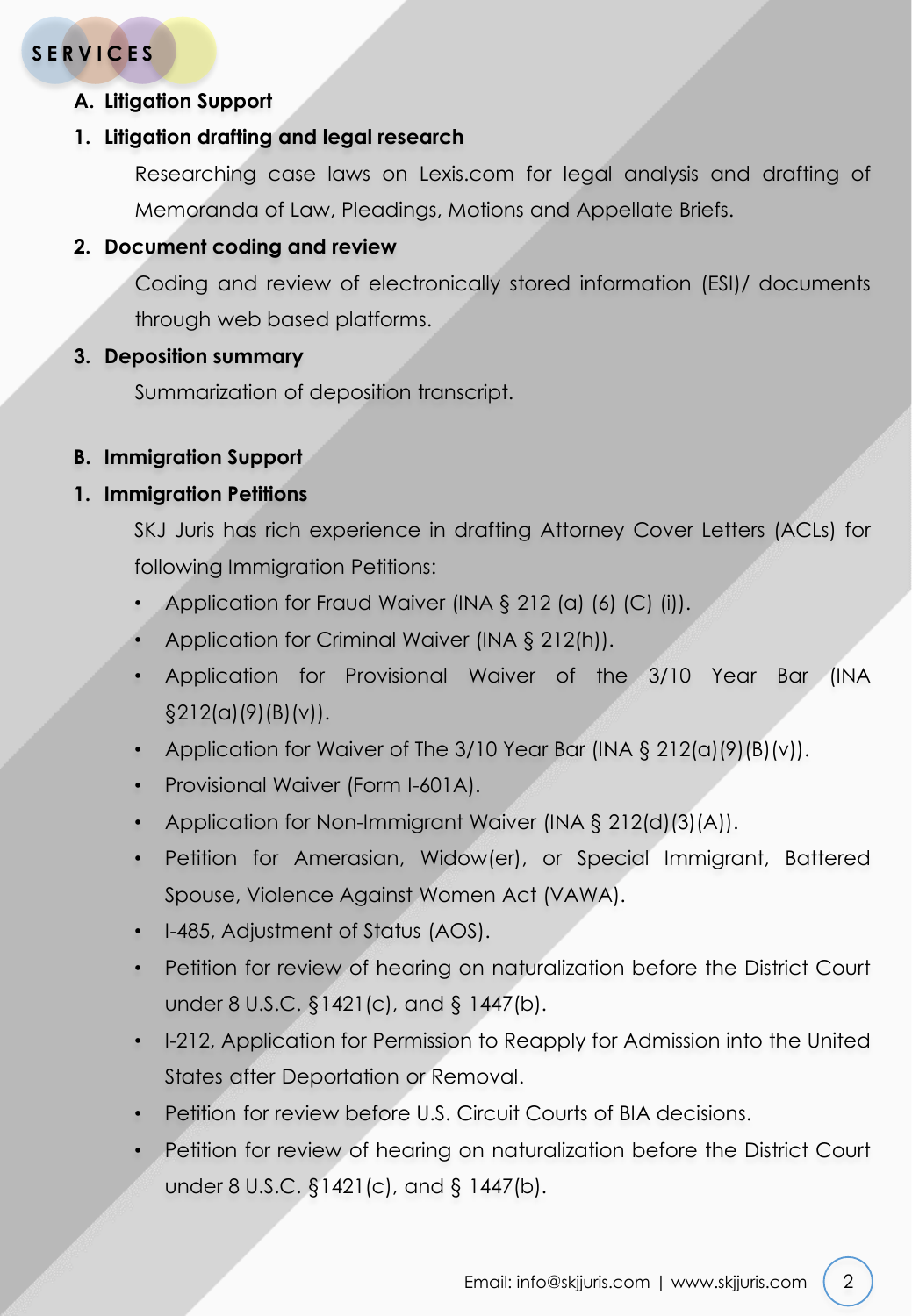# SERVICES

**A. Litigation Support**

**1. Litigation drafting and legal research**

Researching case laws on Lexis.com for legal analysis and drafting of Memoranda of Law, Pleadings, Motions and Appellate Briefs.

**2. Document coding and review**

Coding and review of electronically stored information (ESI)/ documents through web based platforms.

**3. Deposition summary**

Summarization of deposition transcript.

**B. Immigration Support**

**1. Immigration Petitions**

SKJ Juris has rich experience in drafting Attorney Cover Letters (ACLs) for following Immigration Petitions:

- Application for Fraud Waiver (INA § 212 (a) (6) (C) (i)).
- Application for Criminal Waiver (INA § 212(h)).
- Application for Provisional Waiver of the 3/10 Year Bar (INA §212(a)(9)(B)(v)).
- Application for Waiver of The 3/10 Year Bar (INA § 212(a)(9)(B)(v)).
- Provisional Waiver (Form I-601A).
- Application for Non-Immigrant Waiver (INA § 212(d)(3)(A)).
- Petition for Amerasian, Widow(er), or Special Immigrant, Battered Spouse, Violence Against Women Act (VAWA).
- I-485, Adjustment of Status (AOS).
- Petition for review of hearing on naturalization before the District Court under 8 U.S.C. §1421(c), and § 1447(b).
- I-212, Application for Permission to Reapply for Admission into the United States after Deportation or Removal.
- Petition for review before U.S. Circuit Courts of BIA decisions.
- Petition for review of hearing on naturalization before the District Court under 8 U.S.C. §1421(c), and § 1447(b).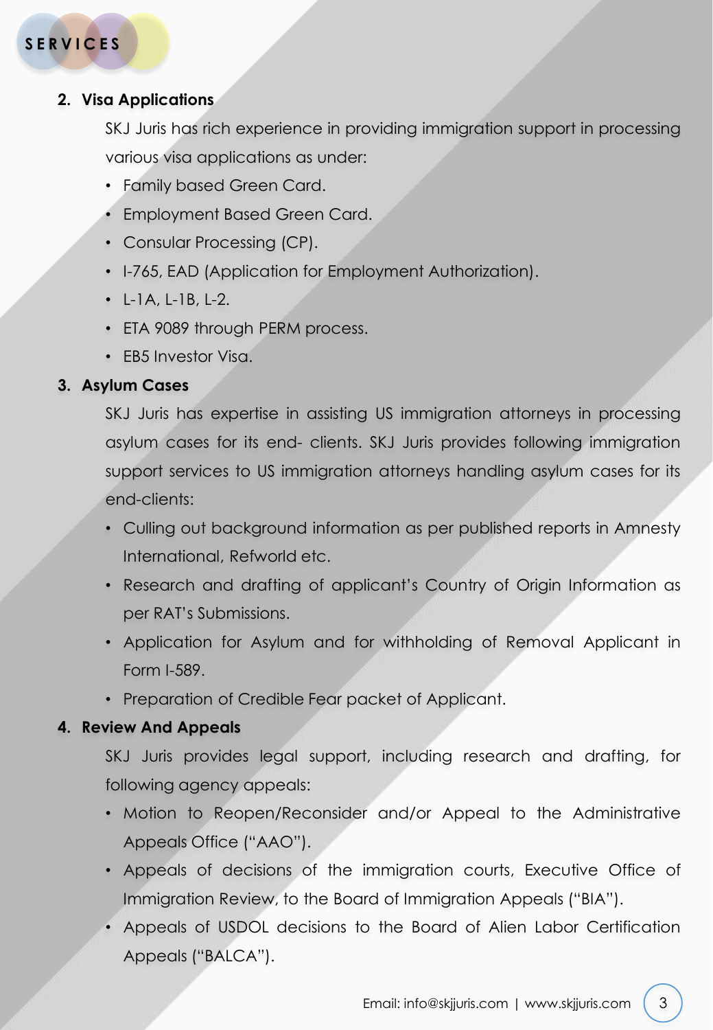# SERVICES

2. **Visa Applications**

   SKJ Juris has rich experience in providing immigration support in processing various visa applications as under:

   - Family based Green Card.
   - Employment Based Green Card.
   - Consular Processing (CP).
   - I-765, EAD (Application for Employment Authorization).
   - L-1A, L-1B, L-2.
   - ETA 9089 through PERM process.
   - EB5 Investor Visa.

3. **Asylum Cases**

   SKJ Juris has expertise in assisting US immigration attorneys in processing asylum cases for its end- clients. SKJ Juris provides following immigration support services to US immigration attorneys handling asylum cases for its end-clients:

   - Culling out background information as per published reports in Amnesty International, Refworld etc.
   - Research and drafting of applicant's Country of Origin Information as per RAT's Submissions.
   - Application for Asylum and for withholding of Removal Applicant in Form I-589.
   - Preparation of Credible Fear packet of Applicant.

4. **Review And Appeals**

   SKJ Juris provides legal support, including research and drafting, for following agency appeals:

   - Motion to Reopen/Reconsider and/or Appeal to the Administrative Appeals Office ("AAO").
   - Appeals of decisions of the immigration courts, Executive Office of Immigration Review, to the Board of Immigration Appeals ("BIA").
   - Appeals of USDOL decisions to the Board of Alien Labor Certification Appeals ("BALCA").

Email: info@skjjuris.com | www.skjjuris.com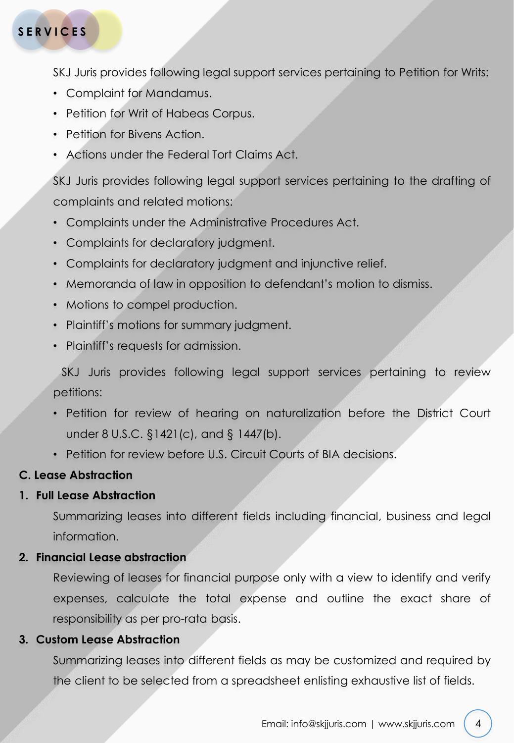SKJ Juris provides following legal support services pertaining to Petition for Writs:

- Complaint for Mandamus.
- Petition for Writ of Habeas Corpus.
- Petition for Bivens Action.
- Actions under the Federal Tort Claims Act.

SKJ Juris provides following legal support services pertaining to the drafting of complaints and related motions:

- Complaints under the Administrative Procedures Act.
- Complaints for declaratory judgment.
- Complaints for declaratory judgment and injunctive relief.
- Memoranda of law in opposition to defendant's motion to dismiss.
- Motions to compel production.
- Plaintiff's motions for summary judgment.
- Plaintiff's requests for admission.

SKJ Juris provides following legal support services pertaining to review petitions:

- Petition for review of hearing on naturalization before the District Court under 8 U.S.C. §1421(c), and § 1447(b).
- Petition for review before U.S. Circuit Courts of BIA decisions.

### C. Lease Abstraction

#### 1. Full Lease Abstraction

Summarizing leases into different fields including financial, business and legal information.

#### 2. Financial Lease abstraction

Reviewing of leases for financial purpose only with a view to identify and verify expenses, calculate the total expense and outline the exact share of responsibility as per pro-rata basis.

#### 3. Custom Lease Abstraction

Summarizing leases into different fields as may be customized and required by the client to be selected from a spreadsheet enlisting exhaustive list of fields.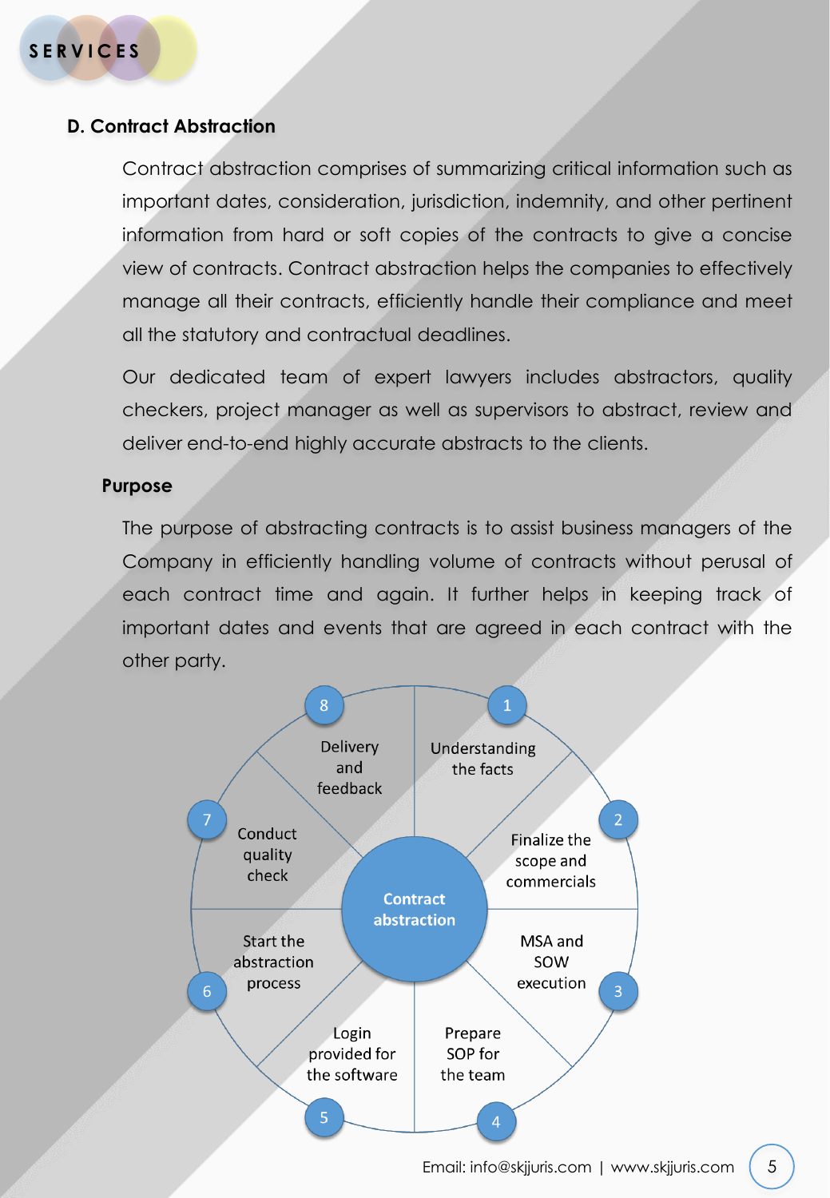## D. Contract Abstraction

Contract abstraction comprises of summarizing critical information such as important dates, consideration, jurisdiction, indemnity, and other pertinent information from hard or soft copies of the contracts to give a concise view of contracts. Contract abstraction helps the companies to effectively manage all their contracts, efficiently handle their compliance and meet all the statutory and contractual deadlines.

Our dedicated team of expert lawyers includes abstractors, quality checkers, project manager as well as supervisors to abstract, review and deliver end-to-end highly accurate abstracts to the clients.

### Purpose

The purpose of abstracting contracts is to assist business managers of the Company in efficiently handling volume of contracts without perusal of each contract time and again. It further helps in keeping track of important dates and events that are agreed in each contract with the other party.

**Contract abstraction**

1. Understanding the facts
2. Finalize the scope and commercials
3. MSA and SOW execution
4. Prepare SOP for the team
5. Login provided for the software
6. Start the abstraction process
7. Conduct quality check
8. Delivery and feedback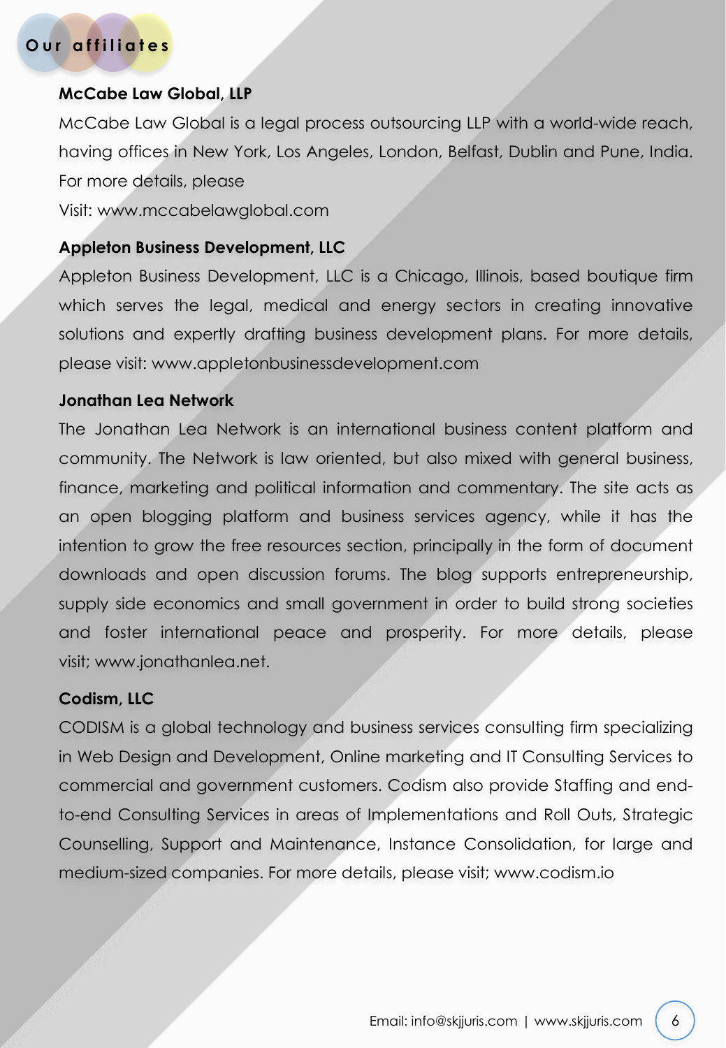## Our affiliates

**McCabe Law Global, LLP**

McCabe Law Global is a legal process outsourcing LLP with a world-wide reach, having offices in New York, Los Angeles, London, Belfast, Dublin and Pune, India. For more details, please

Visit: www.mccabelawglobal.com

**Appleton Business Development, LLC**

Appleton Business Development, LLC is a Chicago, Illinois, based boutique firm which serves the legal, medical and energy sectors in creating innovative solutions and expertly drafting business development plans. For more details, please visit: www.appletonbusinessdevelopment.com

**Jonathan Lea Network**

The Jonathan Lea Network is an international business content platform and community. The Network is law oriented, but also mixed with general business, finance, marketing and political information and commentary. The site acts as an open blogging platform and business services agency, while it has the intention to grow the free resources section, principally in the form of document downloads and open discussion forums. The blog supports entrepreneurship, supply side economics and small government in order to build strong societies and foster international peace and prosperity. For more details, please visit; www.jonathanlea.net.

**Codism, LLC**

CODISM is a global technology and business services consulting firm specializing in Web Design and Development, Online marketing and IT Consulting Services to commercial and government customers. Codism also provide Staffing and end-to-end Consulting Services in areas of Implementations and Roll Outs, Strategic Counselling, Support and Maintenance, Instance Consolidation, for large and medium-sized companies. For more details, please visit; www.codism.io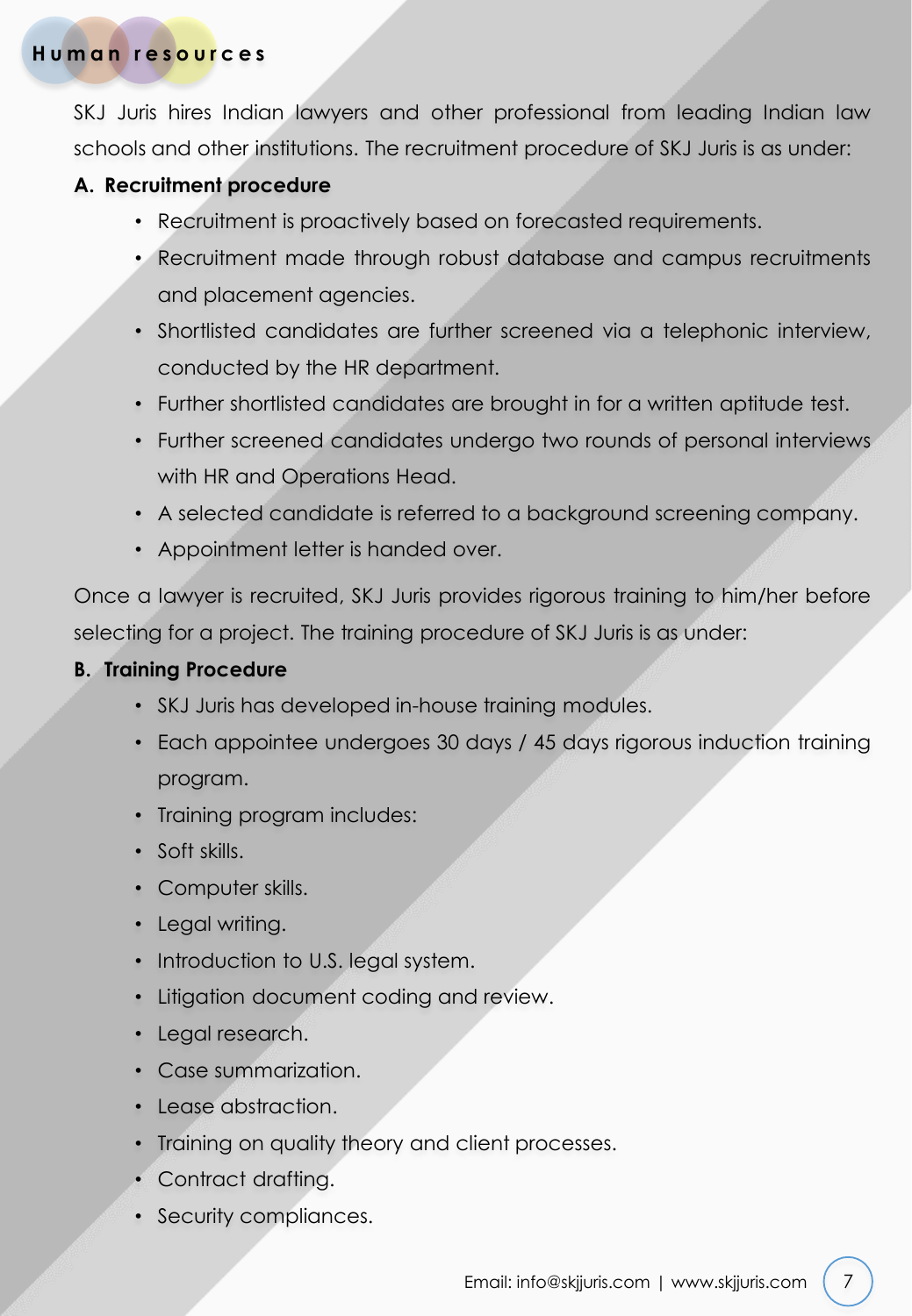# Human resources

SKJ Juris hires Indian lawyers and other professional from leading Indian law schools and other institutions. The recruitment procedure of SKJ Juris is as under:

**A. Recruitment procedure**

- Recruitment is proactively based on forecasted requirements.
- Recruitment made through robust database and campus recruitments and placement agencies.
- Shortlisted candidates are further screened via a telephonic interview, conducted by the HR department.
- Further shortlisted candidates are brought in for a written aptitude test.
- Further screened candidates undergo two rounds of personal interviews with HR and Operations Head.
- A selected candidate is referred to a background screening company.
- Appointment letter is handed over.

Once a lawyer is recruited, SKJ Juris provides rigorous training to him/her before selecting for a project. The training procedure of SKJ Juris is as under:

**B. Training Procedure**

- SKJ Juris has developed in-house training modules.
- Each appointee undergoes 30 days / 45 days rigorous induction training program.
- Training program includes:
- Soft skills.
- Computer skills.
- Legal writing.
- Introduction to U.S. legal system.
- Litigation document coding and review.
- Legal research.
- Case summarization.
- Lease abstraction.
- Training on quality theory and client processes.
- Contract drafting.
- Security compliances.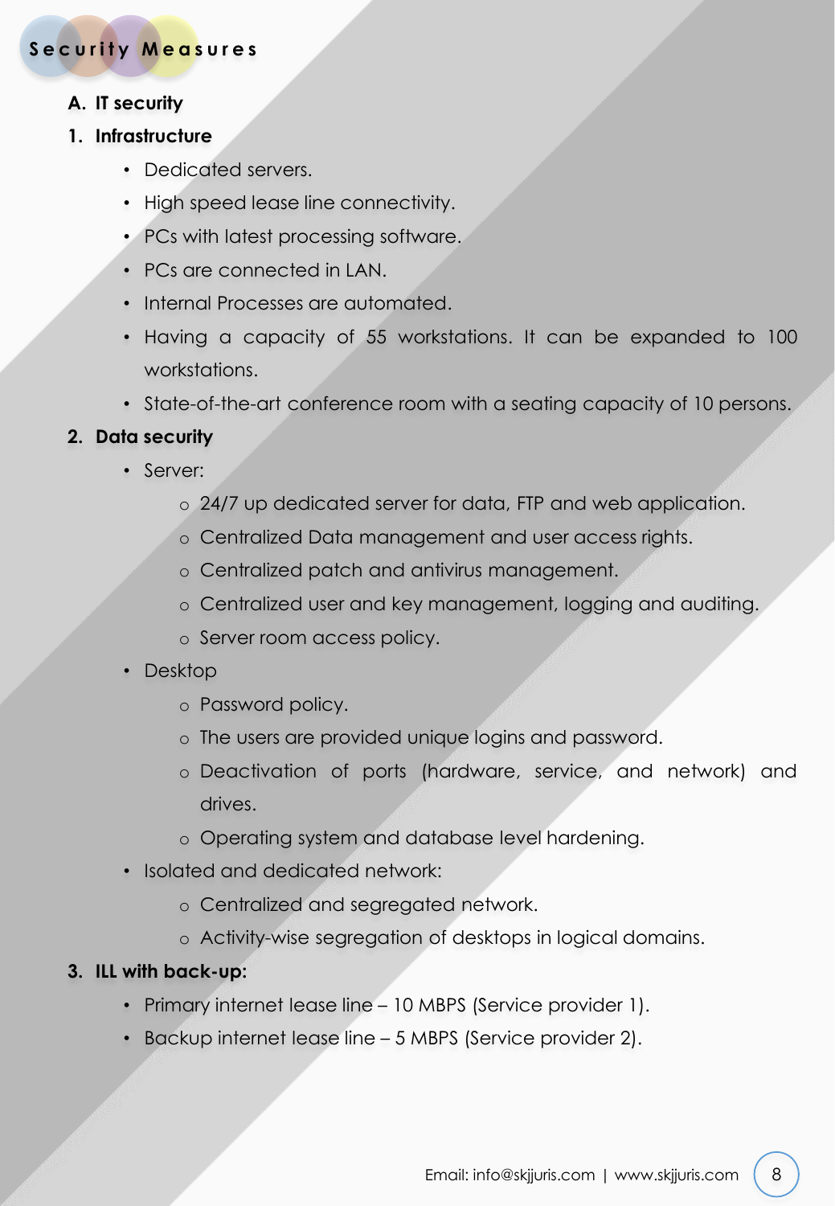## Security Measures

### A. IT security

#### 1. Infrastructure

- Dedicated servers.
- High speed lease line connectivity.
- PCs with latest processing software.
- PCs are connected in LAN.
- Internal Processes are automated.
- Having a capacity of 55 workstations. It can be expanded to 100 workstations.
- State-of-the-art conference room with a seating capacity of 10 persons.

#### 2. Data security

- Server:
  - 24/7 up dedicated server for data, FTP and web application.
  - Centralized Data management and user access rights.
  - Centralized patch and antivirus management.
  - Centralized user and key management, logging and auditing.
  - Server room access policy.
- Desktop
  - Password policy.
  - The users are provided unique logins and password.
  - Deactivation of ports (hardware, service, and network) and drives.
  - Operating system and database level hardening.
- Isolated and dedicated network:
  - Centralized and segregated network.
  - Activity-wise segregation of desktops in logical domains.

#### 3. ILL with back-up:

- Primary internet lease line – 10 MBPS (Service provider 1).
- Backup internet lease line – 5 MBPS (Service provider 2).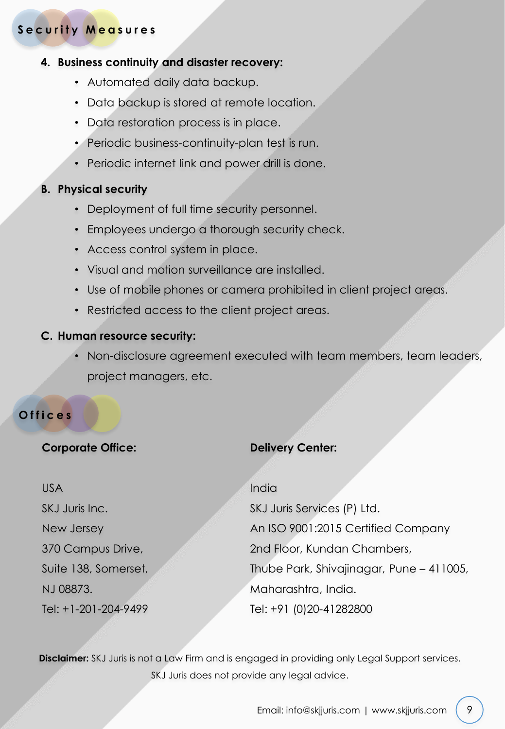## Security Measures

**4. Business continuity and disaster recovery:**

- Automated daily data backup.
- Data backup is stored at remote location.
- Data restoration process is in place.
- Periodic business-continuity-plan test is run.
- Periodic internet link and power drill is done.

**B. Physical security**

- Deployment of full time security personnel.
- Employees undergo a thorough security check.
- Access control system in place.
- Visual and motion surveillance are installed.
- Use of mobile phones or camera prohibited in client project areas.
- Restricted access to the client project areas.

**C. Human resource security:**

- Non-disclosure agreement executed with team members, team leaders, project managers, etc.

## Offices

**Corporate Office:**

USA
SKJ Juris Inc.
New Jersey
370 Campus Drive,
Suite 138, Somerset,
NJ 08873.
Tel: +1-201-204-9499

**Delivery Center:**

India
SKJ Juris Services (P) Ltd.
An ISO 9001:2015 Certified Company
2nd Floor, Kundan Chambers,
Thube Park, Shivajinagar, Pune – 411005,
Maharashtra, India.
Tel: +91 (0)20-41282800

**Disclaimer:** SKJ Juris is not a Law Firm and is engaged in providing only Legal Support services. SKJ Juris does not provide any legal advice.

Email: info@skjjuris.com | www.skjjuris.com